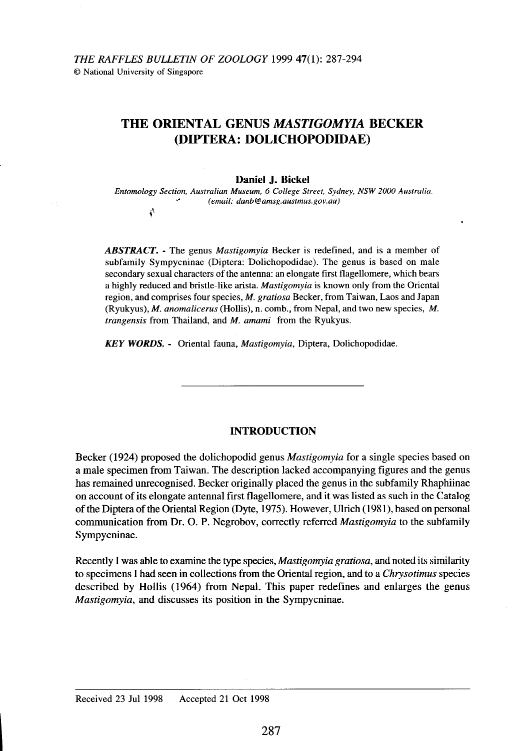# THE ORIENTAL GENUS *MASTIGOMYIA* BECKER (DIPTERA: DOLICHOPODIDAE)

**Daniel J. Bickel**

*Entomology Section, Australian Museum, 6 College Street, Sydney, NSW 2000 Australia.*
*(email: danb@amsg.austmus.gov.au)*

***ABSTRACT.*** - The genus *Mastigomyia* Becker is redefined, and is a member of subfamily Sympycninae (Diptera: Dolichopodidae). The genus is based on male secondary sexual characters of the antenna: an elongate first flagellomere, which bears a highly reduced and bristle-like arista. *Mastigomyia* is known only from the Oriental region, and comprises four species, *M. gratiosa* Becker, from Taiwan, Laos and Japan (Ryukyus), *M. anomalicerus* (Hollis), n. comb., from Nepal, and two new species, *M. trangensis* from Thailand, and *M. amami* from the Ryukyus.

***KEY WORDS.*** - Oriental fauna, *Mastigomyia*, Diptera, Dolichopodidae.

---

## INTRODUCTION

Becker (1924) proposed the dolichopodid genus *Mastigomyia* for a single species based on a male specimen from Taiwan. The description lacked accompanying figures and the genus has remained unrecognised. Becker originally placed the genus in the subfamily Rhaphiinae on account of its elongate antennal first flagellomere, and it was listed as such in the Catalog of the Diptera of the Oriental Region (Dyte, 1975). However, Ulrich (1981), based on personal communication from Dr. O. P. Negrobov, correctly referred *Mastigomyia* to the subfamily Sympycninae.

Recently I was able to examine the type species, *Mastigomyia gratiosa*, and noted its similarity to specimens I had seen in collections from the Oriental region, and to a *Chrysotimus* species described by Hollis (1964) from Nepal. This paper redefines and enlarges the genus *Mastigomyia*, and discusses its position in the Sympycninae.

---

Received 23 Jul 1998 Accepted 21 Oct 1998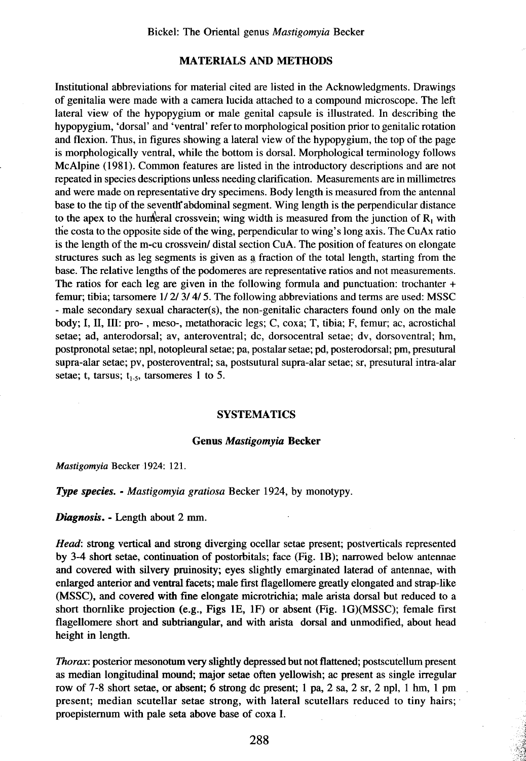## MATERIALS AND METHODS

Institutional abbreviations for material cited are listed in the Acknowledgments. Drawings of genitalia were made with a camera lucida attached to a compound microscope. The left lateral view of the hypopygium or male genital capsule is illustrated. In describing the hypopygium, 'dorsal' and 'ventral' refer to morphological position prior to genitalic rotation and flexion. Thus, in figures showing a lateral view of the hypopygium, the top of the page is morphologically ventral, while the bottom is dorsal. Morphological terminology follows McAlpine (1981). Common features are listed in the introductory descriptions and are not repeated in species descriptions unless needing clarification. Measurements are in millimetres and were made on representative dry specimens. Body length is measured from the antennal base to the tip of the seventh abdominal segment. Wing length is the perpendicular distance to the apex to the humeral crossvein; wing width is measured from the junction of $R_1$ with the costa to the opposite side of the wing, perpendicular to wing's long axis. The CuAx ratio is the length of the m-cu crossvein/ distal section CuA. The position of features on elongate structures such as leg segments is given as a fraction of the total length, starting from the base. The relative lengths of the podomeres are representative ratios and not measurements. The ratios for each leg are given in the following formula and punctuation: trochanter + femur; tibia; tarsomere 1/ 2/ 3/ 4/ 5. The following abbreviations and terms are used: MSSC - male secondary sexual character(s), the non-genitalic characters found only on the male body; I, II, III: pro- , meso-, metathoracic legs; C, coxa; T, tibia; F, femur; ac, acrostichal setae; ad, anterodorsal; av, anteroventral; dc, dorsocentral setae; dv, dorsoventral; hm, postpronotal setae; npl, notopleural setae; pa, postalar setae; pd, posterodorsal; pm, presutural supra-alar setae; pv, posteroventral; sa, postsutural supra-alar setae; sr, presutural intra-alar setae; t, tarsus; $t_{1-5}$, tarsomeres 1 to 5.

## SYSTEMATICS

### Genus *Mastigomyia* Becker

*Mastigomyia* Becker 1924: 121.

***Type species.*** - *Mastigomyia gratiosa* Becker 1924, by monotypy.

***Diagnosis.*** - Length about 2 mm.

*Head*: strong vertical and strong diverging ocellar setae present; postverticals represented by 3-4 short setae, continuation of postorbitals; face (Fig. 1B); narrowed below antennae and covered with silvery pruinosity; eyes slightly emarginated laterad of antennae, with enlarged anterior and ventral facets; male first flagellomere greatly elongated and strap-like (MSSC), and covered with fine elongate microtrichia; male arista dorsal but reduced to a short thornlike projection (e.g., Figs 1E, 1F) or absent (Fig. 1G)(MSSC); female first flagellomere short and subtriangular, and with arista dorsal and unmodified, about head height in length.

*Thorax*: posterior mesonotum very slightly depressed but not flattened; postscutellum present as median longitudinal mound; major setae often yellowish; ac present as single irregular row of 7-8 short setae, or absent; 6 strong dc present; 1 pa, 2 sa, 2 sr, 2 npl, 1 hm, 1 pm present; median scutellar setae strong, with lateral scutellars reduced to tiny hairs; proepisternum with pale seta above base of coxa I.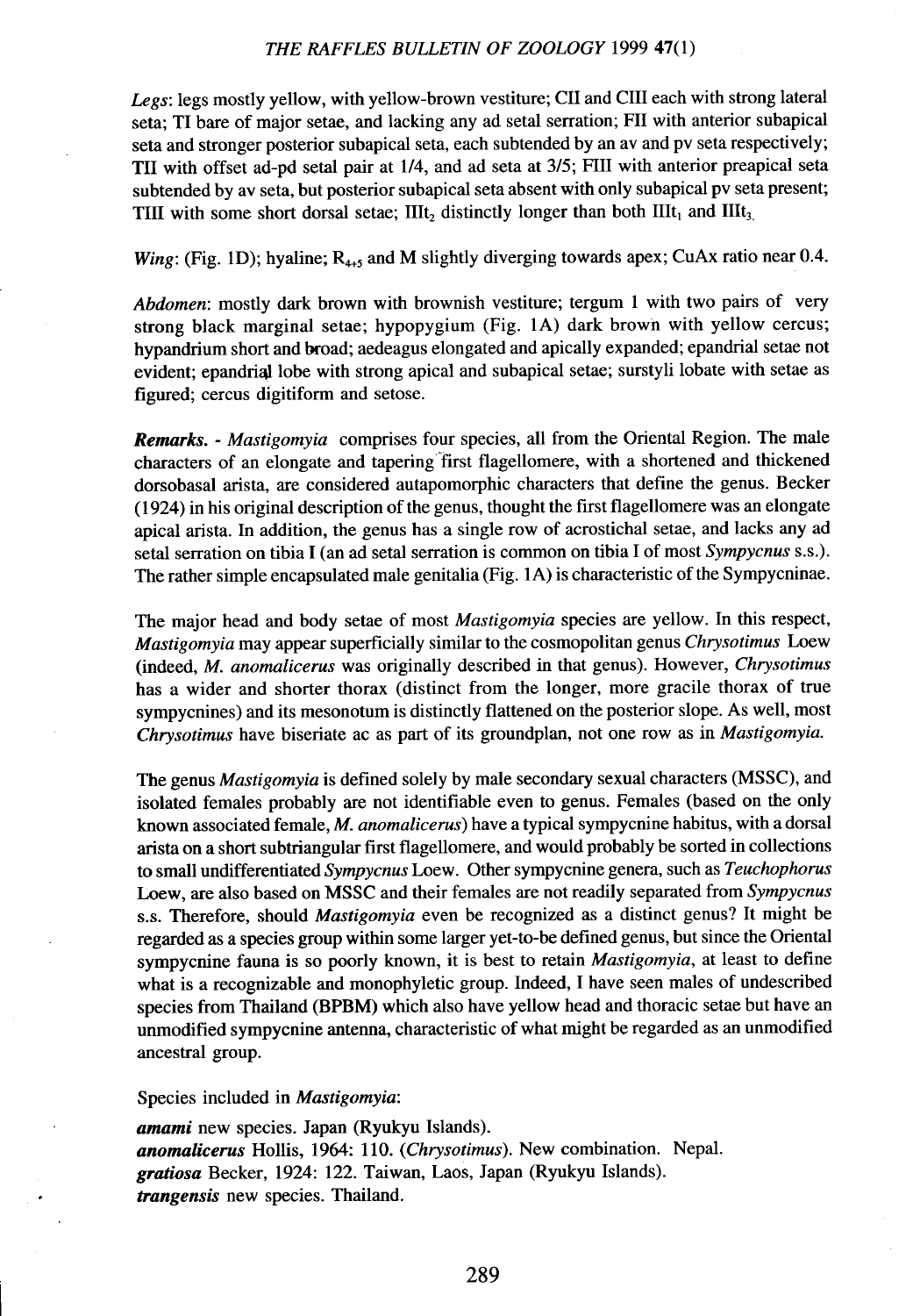*Legs*: legs mostly yellow, with yellow-brown vestiture; CII and CIII each with strong lateral seta; TI bare of major setae, and lacking any ad setal serration; FII with anterior subapical seta and stronger posterior subapical seta, each subtended by an av and pv seta respectively; TII with offset ad-pd setal pair at 1/4, and ad seta at 3/5; FIII with anterior preapical seta subtended by av seta, but posterior subapical seta absent with only subapical pv seta present; TIII with some short dorsal setae; $IIIt_2$ distinctly longer than both $IIIt_1$ and $IIIt_3$.

*Wing*: (Fig. 1D); hyaline; $R_{4+5}$ and M slightly diverging towards apex; CuAx ratio near 0.4.

*Abdomen*: mostly dark brown with brownish vestiture; tergum 1 with two pairs of very strong black marginal setae; hypopygium (Fig. 1A) dark brown with yellow cercus; hypandrium short and broad; aedeagus elongated and apically expanded; epandrial setae not evident; epandrial lobe with strong apical and subapical setae; surstyli lobate with setae as figured; cercus digitiform and setose.

***Remarks.*** - *Mastigomyia* comprises four species, all from the Oriental Region. The male characters of an elongate and tapering first flagellomere, with a shortened and thickened dorsobasal arista, are considered autapomorphic characters that define the genus. Becker (1924) in his original description of the genus, thought the first flagellomere was an elongate apical arista. In addition, the genus has a single row of acrostichal setae, and lacks any ad setal serration on tibia I (an ad setal serration is common on tibia I of most *Sympycnus* s.s.). The rather simple encapsulated male genitalia (Fig. 1A) is characteristic of the Sympycninae.

The major head and body setae of most *Mastigomyia* species are yellow. In this respect, *Mastigomyia* may appear superficially similar to the cosmopolitan genus *Chrysotimus* Loew (indeed, *M. anomalicerus* was originally described in that genus). However, *Chrysotimus* has a wider and shorter thorax (distinct from the longer, more gracile thorax of true sympycnines) and its mesonotum is distinctly flattened on the posterior slope. As well, most *Chrysotimus* have biseriate ac as part of its groundplan, not one row as in *Mastigomyia*.

The genus *Mastigomyia* is defined solely by male secondary sexual characters (MSSC), and isolated females probably are not identifiable even to genus. Females (based on the only known associated female, *M. anomalicerus*) have a typical sympycnine habitus, with a dorsal arista on a short subtriangular first flagellomere, and would probably be sorted in collections to small undifferentiated *Sympycnus* Loew. Other sympycnine genera, such as *Teuchophorus* Loew, are also based on MSSC and their females are not readily separated from *Sympycnus* s.s. Therefore, should *Mastigomyia* even be recognized as a distinct genus? It might be regarded as a species group within some larger yet-to-be defined genus, but since the Oriental sympycnine fauna is so poorly known, it is best to retain *Mastigomyia*, at least to define what is a recognizable and monophyletic group. Indeed, I have seen males of undescribed species from Thailand (BPBM) which also have yellow head and thoracic setae but have an unmodified sympycnine antenna, characteristic of what might be regarded as an unmodified ancestral group.

Species included in *Mastigomyia*:

***amami*** new species. Japan (Ryukyu Islands).
***anomalicerus*** Hollis, 1964: 110. (*Chrysotimus*). New combination. Nepal.
***gratiosa*** Becker, 1924: 122. Taiwan, Laos, Japan (Ryukyu Islands).
***trangensis*** new species. Thailand.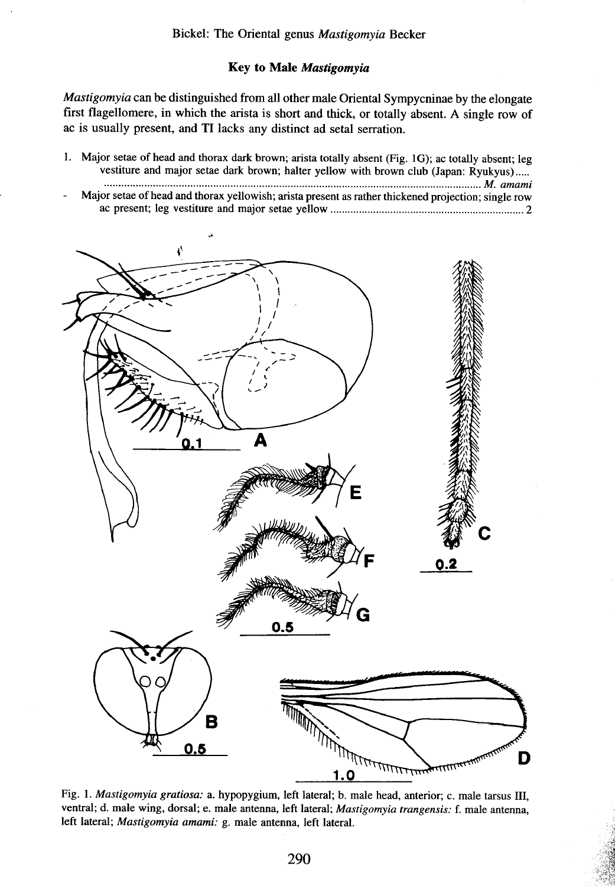## Key to Male *Mastigomyia*

*Mastigomyia* can be distinguished from all other male Oriental Sympycninae by the elongate first flagellomere, in which the arista is short and thick, or totally absent. A single row of ac is usually present, and TI lacks any distinct ad setal serration.

1. Major setae of head and thorax dark brown; arista totally absent (Fig. 1G); ac totally absent; leg vestiture and major setae dark brown; halter yellow with brown club (Japan: Ryukyus)..... ........................................................................................................................ *M. amami*
- Major setae of head and thorax yellowish; arista present as rather thickened projection; single row ac present; leg vestiture and major setae yellow ..................................................................... 2

Fig. 1. *Mastigomyia gratiosa:* a. hypopygium, left lateral; b. male head, anterior; c. male tarsus III, ventral; d. male wing, dorsal; e. male antenna, left lateral; *Mastigomyia trangensis:* f. male antenna, left lateral; *Mastigomyia amami:* g. male antenna, left lateral.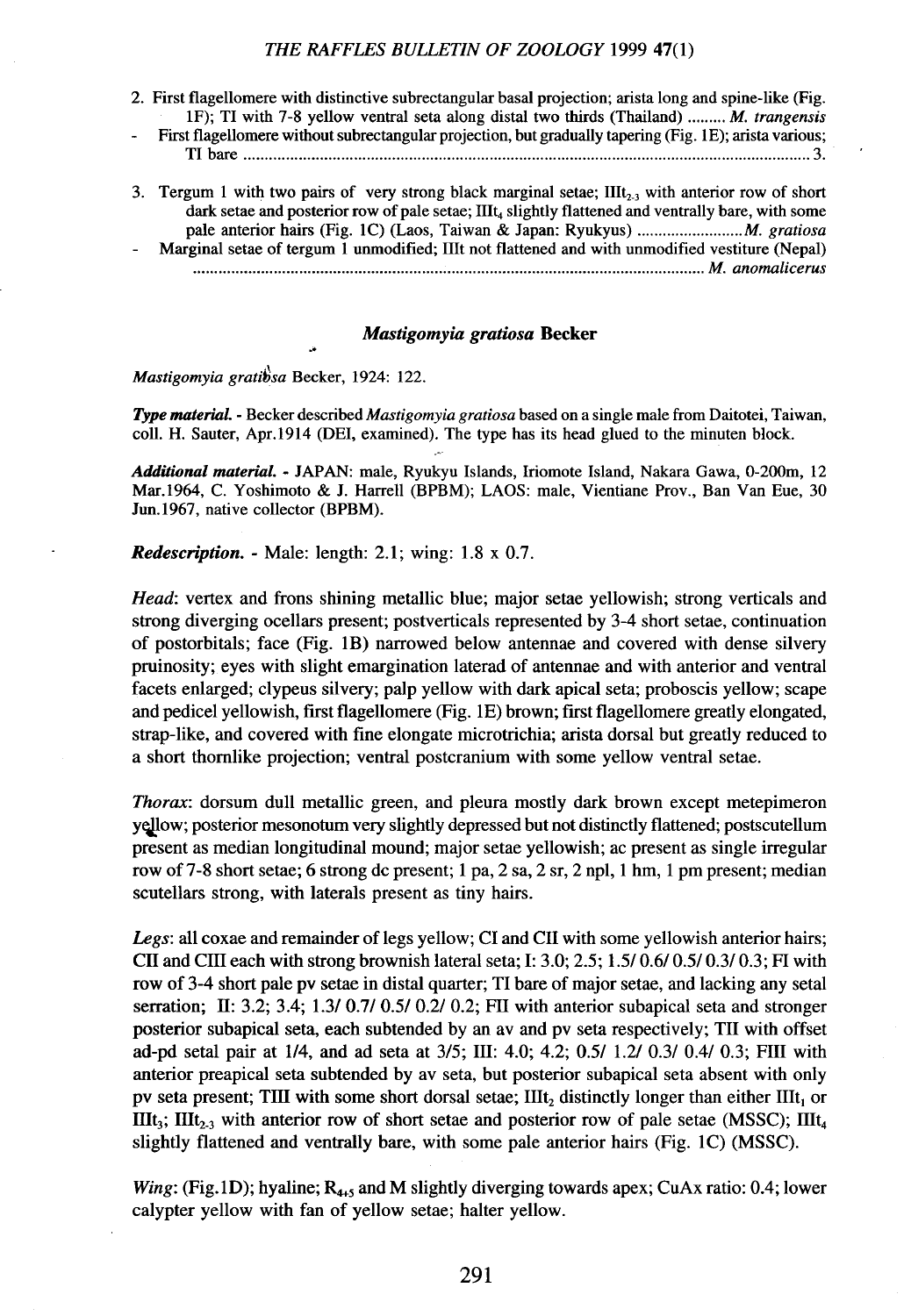2. First flagellomere with distinctive subrectangular basal projection; arista long and spine-like (Fig. 1F); TI with 7-8 yellow ventral seta along distal two thirds (Thailand) ......... *M. trangensis*
- First flagellomere without subrectangular projection, but gradually tapering (Fig. 1E); arista various; TI bare .................................................................................................................... 3.

3. Tergum 1 with two pairs of very strong black marginal setae; $IIIt_{2-3}$ with anterior row of short dark setae and posterior row of pale setae; $IIIt_4$ slightly flattened and ventrally bare, with some pale anterior hairs (Fig. 1C) (Laos, Taiwan & Japan: Ryukyus) ......................... *M. gratiosa*
- Marginal setae of tergum 1 unmodified; IIIt not flattened and with unmodified vestiture (Nepal) ........................................................................................................................ *M. anomalicerus*

### *Mastigomyia gratiosa* Becker

*Mastigomyia gratiosa* Becker, 1924: 122.

***Type material.*** - Becker described *Mastigomyia gratiosa* based on a single male from Daitotei, Taiwan, coll. H. Sauter, Apr.1914 (DEI, examined). The type has its head glued to the minuten block.

***Additional material.*** - JAPAN: male, Ryukyu Islands, Iriomote Island, Nakara Gawa, 0-200m, 12 Mar.1964, C. Yoshimoto & J. Harrell (BPBM); LAOS: male, Vientiane Prov., Ban Van Eue, 30 Jun.1967, native collector (BPBM).

***Redescription.*** - Male: length: 2.1; wing: 1.8 x 0.7.

*Head*: vertex and frons shining metallic blue; major setae yellowish; strong verticals and strong diverging ocellars present; postverticals represented by 3-4 short setae, continuation of postorbitals; face (Fig. 1B) narrowed below antennae and covered with dense silvery pruinosity; eyes with slight emargination laterad of antennae and with anterior and ventral facets enlarged; clypeus silvery; palp yellow with dark apical seta; proboscis yellow; scape and pedicel yellowish, first flagellomere (Fig. 1E) brown; first flagellomere greatly elongated, strap-like, and covered with fine elongate microtrichia; arista dorsal but greatly reduced to a short thornlike projection; ventral postcranium with some yellow ventral setae.

*Thorax*: dorsum dull metallic green, and pleura mostly dark brown except metepimeron yellow; posterior mesonotum very slightly depressed but not distinctly flattened; postscutellum present as median longitudinal mound; major setae yellowish; ac present as single irregular row of 7-8 short setae; 6 strong dc present; 1 pa, 2 sa, 2 sr, 2 npl, 1 hm, 1 pm present; median scutellars strong, with laterals present as tiny hairs.

*Legs*: all coxae and remainder of legs yellow; CI and CII with some yellowish anterior hairs; CII and CIII each with strong brownish lateral seta; I: 3.0; 2.5; 1.5/ 0.6/ 0.5/ 0.3/ 0.3; FI with row of 3-4 short pale pv setae in distal quarter; TI bare of major setae, and lacking any setal serration; II: 3.2; 3.4; 1.3/ 0.7/ 0.5/ 0.2/ 0.2; FII with anterior subapical seta and stronger posterior subapical seta, each subtended by an av and pv seta respectively; TII with offset ad-pd setal pair at 1/4, and ad seta at 3/5; III: 4.0; 4.2; 0.5/ 1.2/ 0.3/ 0.4/ 0.3; FIII with anterior preapical seta subtended by av seta, but posterior subapical seta absent with only pv seta present; TIII with some short dorsal setae; $IIIt_2$ distinctly longer than either $IIIt_1$ or $IIIt_3$; $IIIt_{2-3}$ with anterior row of short setae and posterior row of pale setae (MSSC); $IIIt_4$ slightly flattened and ventrally bare, with some pale anterior hairs (Fig. 1C) (MSSC).

*Wing*: (Fig.1D); hyaline; $R_{4+5}$ and M slightly diverging towards apex; CuAx ratio: 0.4; lower calypter yellow with fan of yellow setae; halter yellow.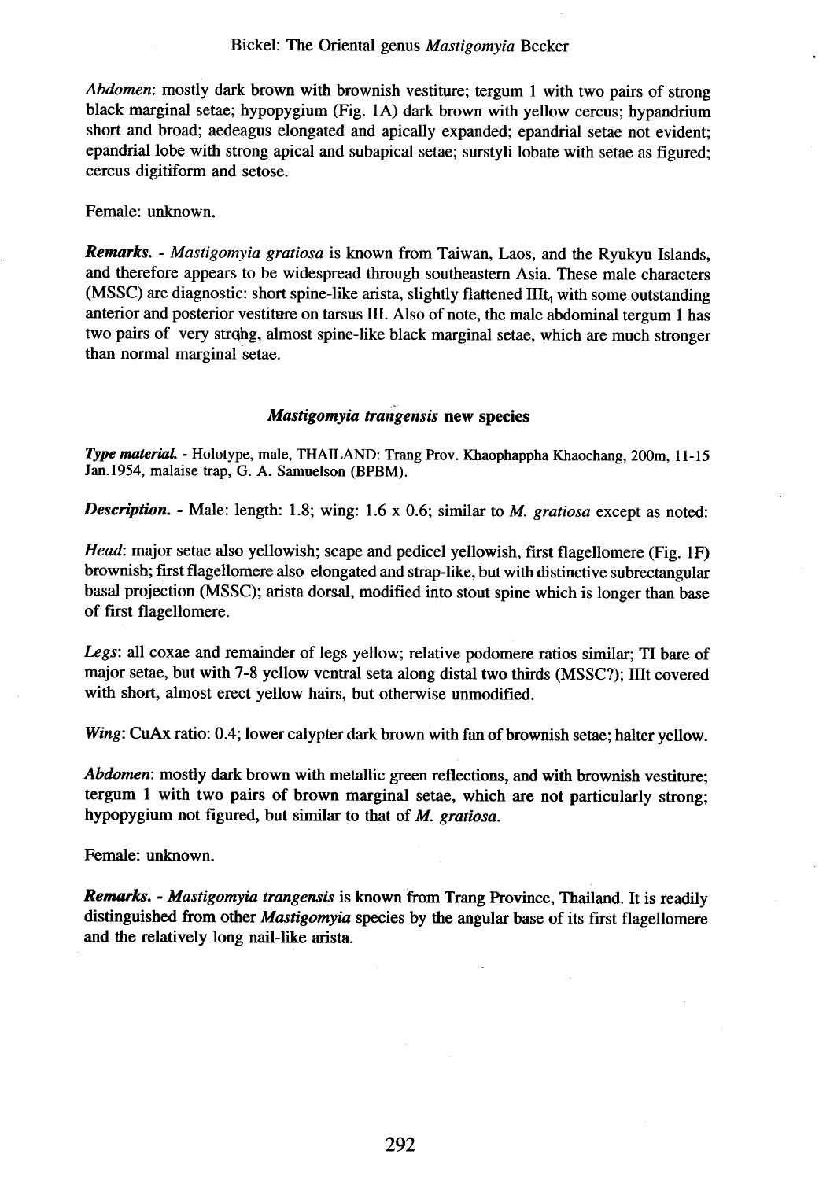*Abdomen*: mostly dark brown with brownish vestiture; tergum 1 with two pairs of strong black marginal setae; hypopygium (Fig. 1A) dark brown with yellow cercus; hypandrium short and broad; aedeagus elongated and apically expanded; epandrial setae not evident; epandrial lobe with strong apical and subapical setae; surstyli lobate with setae as figured; cercus digitiform and setose.

Female: unknown.

***Remarks.*** - *Mastigomyia gratiosa* is known from Taiwan, Laos, and the Ryukyu Islands, and therefore appears to be widespread through southeastern Asia. These male characters (MSSC) are diagnostic: short spine-like arista, slightly flattened $IIIt_4$ with some outstanding anterior and posterior vestiture on tarsus III. Also of note, the male abdominal tergum 1 has two pairs of very strong, almost spine-like black marginal setae, which are much stronger than normal marginal setae.

### *Mastigomyia trangensis* new species

***Type material.*** - Holotype, male, THAILAND: Trang Prov. Khaophappha Khaochang, 200m, 11-15 Jan.1954, malaise trap, G. A. Samuelson (BPBM).

***Description.*** - Male: length: 1.8; wing: 1.6 x 0.6; similar to *M. gratiosa* except as noted:

*Head*: major setae also yellowish; scape and pedicel yellowish, first flagellomere (Fig. 1F) brownish; first flagellomere also elongated and strap-like, but with distinctive subrectangular basal projection (MSSC); arista dorsal, modified into stout spine which is longer than base of first flagellomere.

*Legs*: all coxae and remainder of legs yellow; relative podomere ratios similar; TI bare of major setae, but with 7-8 yellow ventral seta along distal two thirds (MSSC?); IIIt covered with short, almost erect yellow hairs, but otherwise unmodified.

*Wing*: CuAx ratio: 0.4; lower calypter dark brown with fan of brownish setae; halter yellow.

*Abdomen*: mostly dark brown with metallic green reflections, and with brownish vestiture; tergum 1 with two pairs of brown marginal setae, which are not particularly strong; hypopygium not figured, but similar to that of *M. gratiosa*.

Female: unknown.

***Remarks.*** - *Mastigomyia trangensis* is known from Trang Province, Thailand. It is readily distinguished from other *Mastigomyia* species by the angular base of its first flagellomere and the relatively long nail-like arista.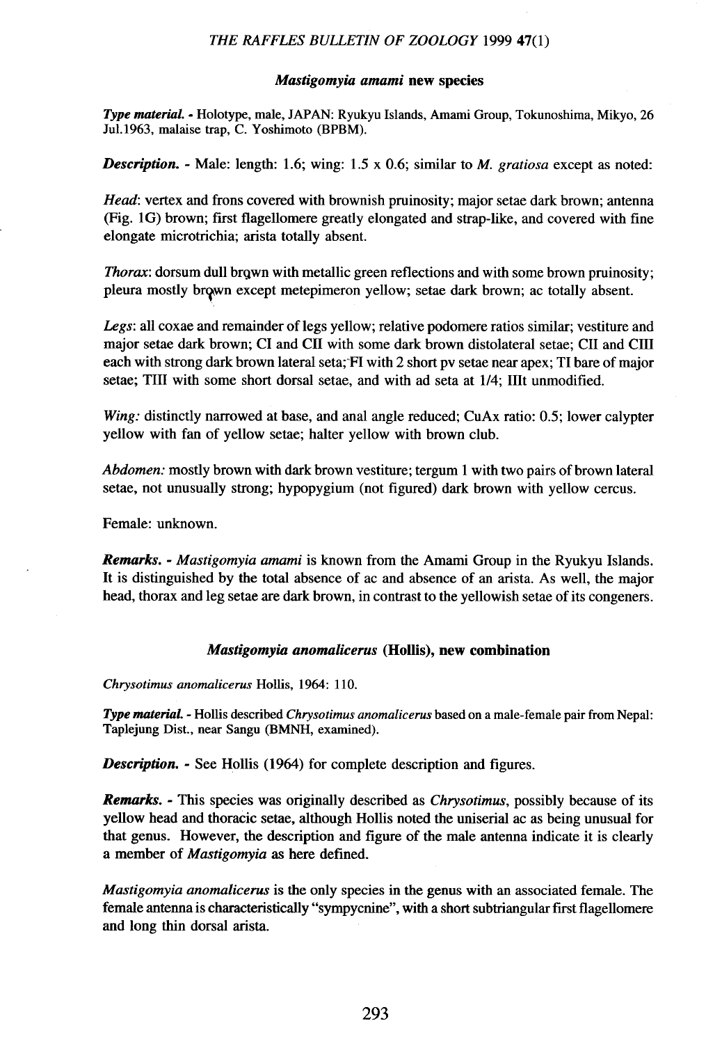### *Mastigomyia amami* new species

***Type material.*** - Holotype, male, JAPAN: Ryukyu Islands, Amami Group, Tokunoshima, Mikyo, 26 Jul.1963, malaise trap, C. Yoshimoto (BPBM).

***Description.*** - Male: length: 1.6; wing: 1.5 x 0.6; similar to *M. gratiosa* except as noted:

*Head*: vertex and frons covered with brownish pruinosity; major setae dark brown; antenna (Fig. 1G) brown; first flagellomere greatly elongated and strap-like, and covered with fine elongate microtrichia; arista totally absent.

*Thorax*: dorsum dull brown with metallic green reflections and with some brown pruinosity; pleura mostly brown except metepimeron yellow; setae dark brown; ac totally absent.

*Legs*: all coxae and remainder of legs yellow; relative podomere ratios similar; vestiture and major setae dark brown; CI and CII with some dark brown distolateral setae; CII and CIII each with strong dark brown lateral seta; FI with 2 short pv setae near apex; TI bare of major setae; TIII with some short dorsal setae, and with ad seta at 1/4; IIIt unmodified.

*Wing:* distinctly narrowed at base, and anal angle reduced; CuAx ratio: 0.5; lower calypter yellow with fan of yellow setae; halter yellow with brown club.

*Abdomen:* mostly brown with dark brown vestiture; tergum 1 with two pairs of brown lateral setae, not unusually strong; hypopygium (not figured) dark brown with yellow cercus.

Female: unknown.

***Remarks.*** - *Mastigomyia amami* is known from the Amami Group in the Ryukyu Islands. It is distinguished by the total absence of ac and absence of an arista. As well, the major head, thorax and leg setae are dark brown, in contrast to the yellowish setae of its congeners.

### *Mastigomyia anomalicerus* (Hollis), new combination

*Chrysotimus anomalicerus* Hollis, 1964: 110.

***Type material.*** - Hollis described *Chrysotimus anomalicerus* based on a male-female pair from Nepal: Taplejung Dist., near Sangu (BMNH, examined).

***Description.*** - See Hollis (1964) for complete description and figures.

***Remarks.*** - This species was originally described as *Chrysotimus*, possibly because of its yellow head and thoracic setae, although Hollis noted the uniserial ac as being unusual for that genus. However, the description and figure of the male antenna indicate it is clearly a member of *Mastigomyia* as here defined.

*Mastigomyia anomalicerus* is the only species in the genus with an associated female. The female antenna is characteristically "sympycnine", with a short subtriangular first flagellomere and long thin dorsal arista.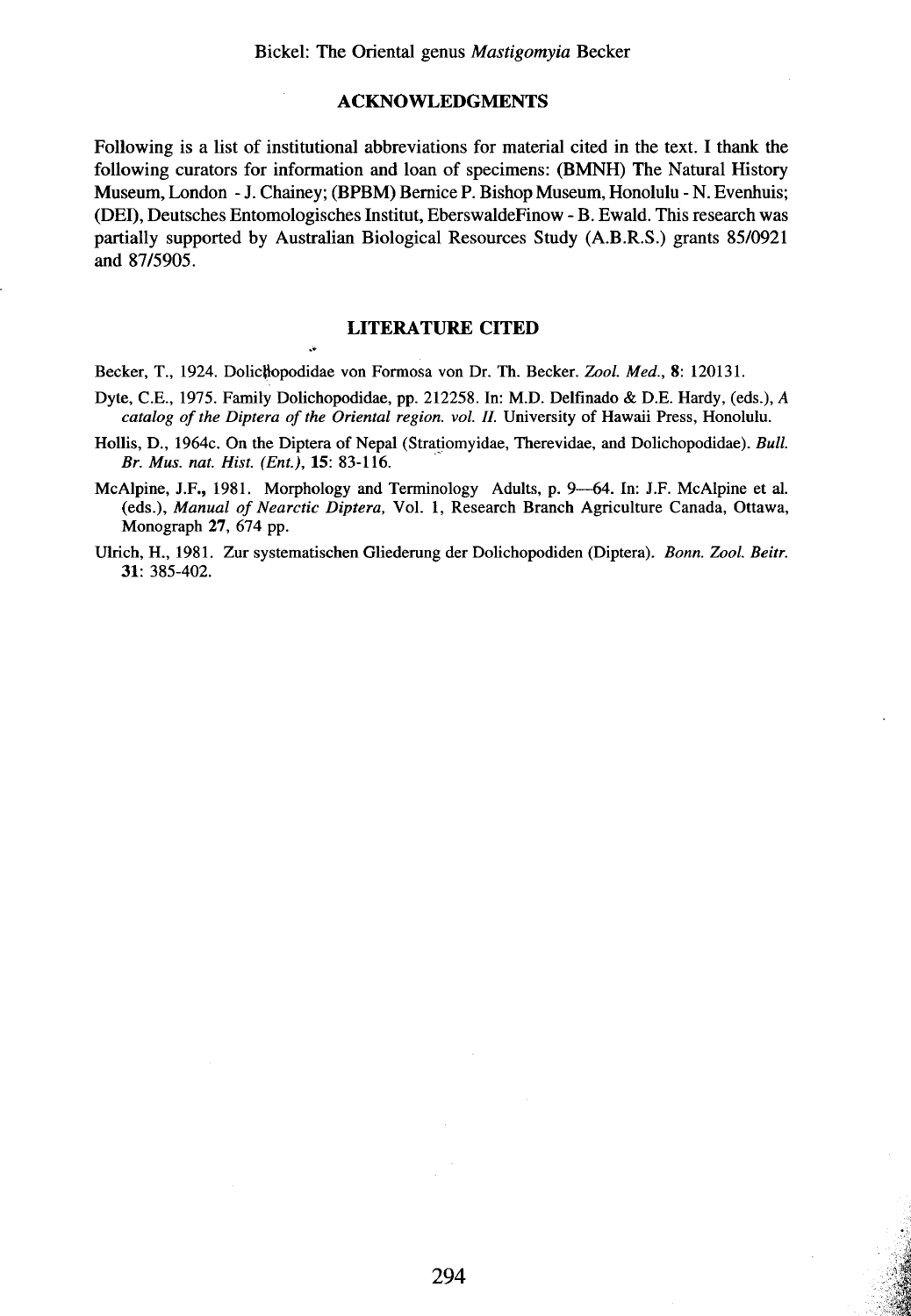## ACKNOWLEDGMENTS

Following is a list of institutional abbreviations for material cited in the text. I thank the following curators for information and loan of specimens: (BMNH) The Natural History Museum, London - J. Chainey; (BPBM) Bernice P. Bishop Museum, Honolulu - N. Evenhuis; (DEI), Deutsches Entomologisches Institut, EberswaldeFinow - B. Ewald. This research was partially supported by Australian Biological Resources Study (A.B.R.S.) grants 85/0921 and 87/5905.

## LITERATURE CITED

Becker, T., 1924. Dolichopodidae von Formosa von Dr. Th. Becker. *Zool. Med.*, **8**: 120131.

Dyte, C.E., 1975. Family Dolichopodidae, pp. 212258. In: M.D. Delfinado & D.E. Hardy, (eds.), *A catalog of the Diptera of the Oriental region. vol. II.* University of Hawaii Press, Honolulu.

Hollis, D., 1964c. On the Diptera of Nepal (Stratiomyidae, Therevidae, and Dolichopodidae). *Bull. Br. Mus. nat. Hist. (Ent.)*, **15**: 83-116.

McAlpine, J.F., 1981. Morphology and Terminology Adults, p. 9—64. In: J.F. McAlpine et al. (eds.), *Manual of Nearctic Diptera,* Vol. 1, Research Branch Agriculture Canada, Ottawa, Monograph **27**, 674 pp.

Ulrich, H., 1981. Zur systematischen Gliederung der Dolichopodiden (Diptera). *Bonn. Zool. Beitr.* **31**: 385-402.